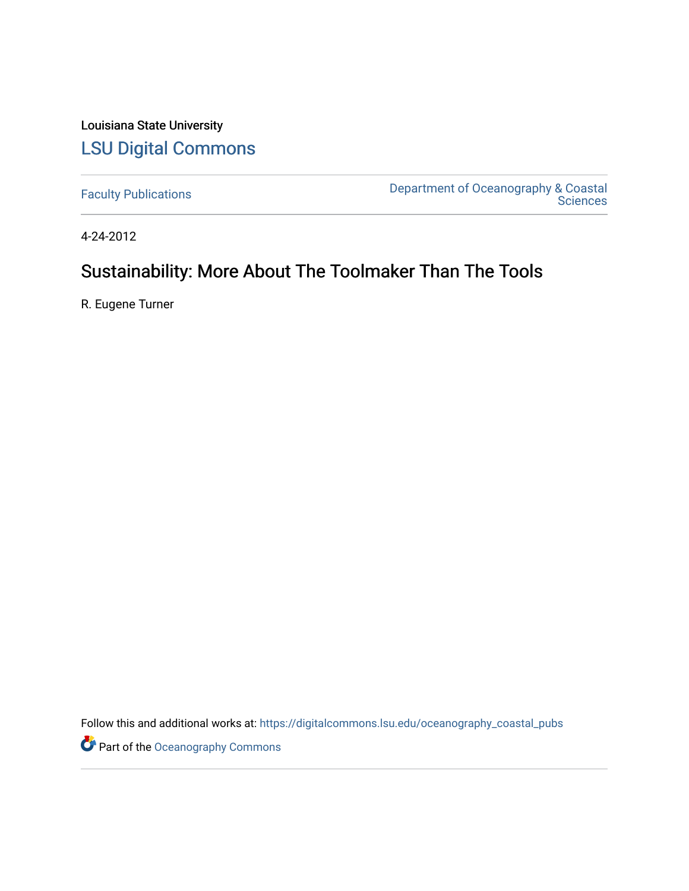Louisiana State University

LSU Digital Commons

Faculty Publications | Department of Oceanography & Coastal Sciences

4-24-2012

# Sustainability: More About The Toolmaker Than The Tools

R. Eugene Turner

Follow this and additional works at: https://digitalcommons.lsu.edu/oceanography_coastal_pubs

Part of the Oceanography Commons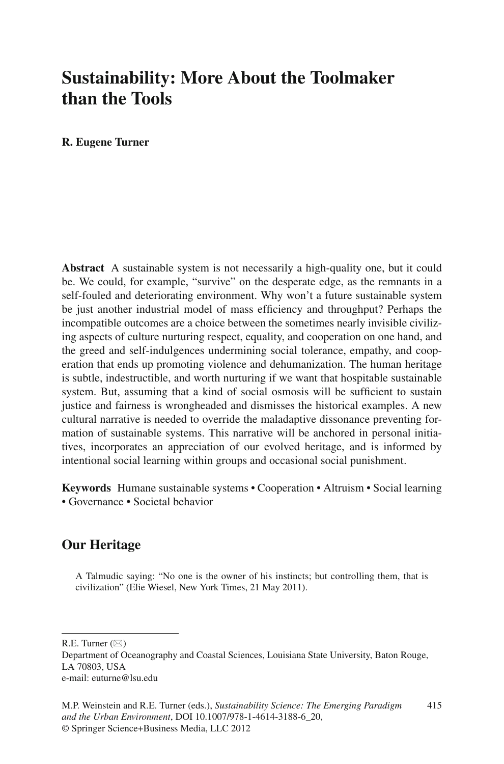# Sustainability: More About the Toolmaker than the Tools

**R. Eugene Turner**

**Abstract** A sustainable system is not necessarily a high-quality one, but it could be. We could, for example, "survive" on the desperate edge, as the remnants in a self-fouled and deteriorating environment. Why won't a future sustainable system be just another industrial model of mass efficiency and throughput? Perhaps the incompatible outcomes are a choice between the sometimes nearly invisible civilizing aspects of culture nurturing respect, equality, and cooperation on one hand, and the greed and self-indulgences undermining social tolerance, empathy, and cooperation that ends up promoting violence and dehumanization. The human heritage is subtle, indestructible, and worth nurturing if we want that hospitable sustainable system. But, assuming that a kind of social osmosis will be sufficient to sustain justice and fairness is wrongheaded and dismisses the historical examples. A new cultural narrative is needed to override the maladaptive dissonance preventing formation of sustainable systems. This narrative will be anchored in personal initiatives, incorporates an appreciation of our evolved heritage, and is informed by intentional social learning within groups and occasional social punishment.

**Keywords** Humane sustainable systems • Cooperation • Altruism • Social learning • Governance • Societal behavior

## Our Heritage

> A Talmudic saying: "No one is the owner of his instincts; but controlling them, that is civilization" (Elie Wiesel, New York Times, 21 May 2011).

---

R.E. Turner (✉)
Department of Oceanography and Coastal Sciences, Louisiana State University, Baton Rouge, LA 70803, USA
e-mail: euturne@lsu.edu

M.P. Weinstein and R.E. Turner (eds.), *Sustainability Science: The Emerging Paradigm and the Urban Environment*, DOI 10.1007/978-1-4614-3188-6_20,
© Springer Science+Business Media, LLC 2012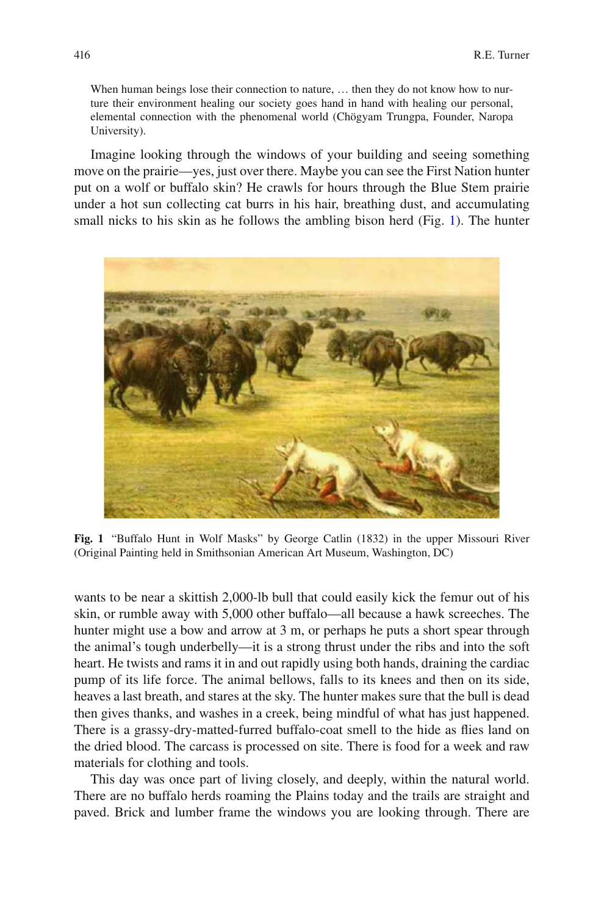> When human beings lose their connection to nature, … then they do not know how to nurture their environment healing our society goes hand in hand with healing our personal, elemental connection with the phenomenal world (Chögyam Trungpa, Founder, Naropa University).

Imagine looking through the windows of your building and seeing something move on the prairie—yes, just over there. Maybe you can see the First Nation hunter put on a wolf or buffalo skin? He crawls for hours through the Blue Stem prairie under a hot sun collecting cat burrs in his hair, breathing dust, and accumulating small nicks to his skin as he follows the ambling bison herd (Fig. 1). The hunter wants to be near a skittish 2,000-lb bull that could easily kick the femur out of his skin, or rumble away with 5,000 other buffalo—all because a hawk screeches. The hunter might use a bow and arrow at 3 m, or perhaps he puts a short spear through the animal's tough underbelly—it is a strong thrust under the ribs and into the soft heart. He twists and rams it in and out rapidly using both hands, draining the cardiac pump of its life force. The animal bellows, falls to its knees and then on its side, heaves a last breath, and stares at the sky. The hunter makes sure that the bull is dead then gives thanks, and washes in a creek, being mindful of what has just happened. There is a grassy-dry-matted-furred buffalo-coat smell to the hide as flies land on the dried blood. The carcass is processed on site. There is food for a week and raw materials for clothing and tools.

**Fig. 1** "Buffalo Hunt in Wolf Masks" by George Catlin (1832) in the upper Missouri River (Original Painting held in Smithsonian American Art Museum, Washington, DC)

This day was once part of living closely, and deeply, within the natural world. There are no buffalo herds roaming the Plains today and the trails are straight and paved. Brick and lumber frame the windows you are looking through. There are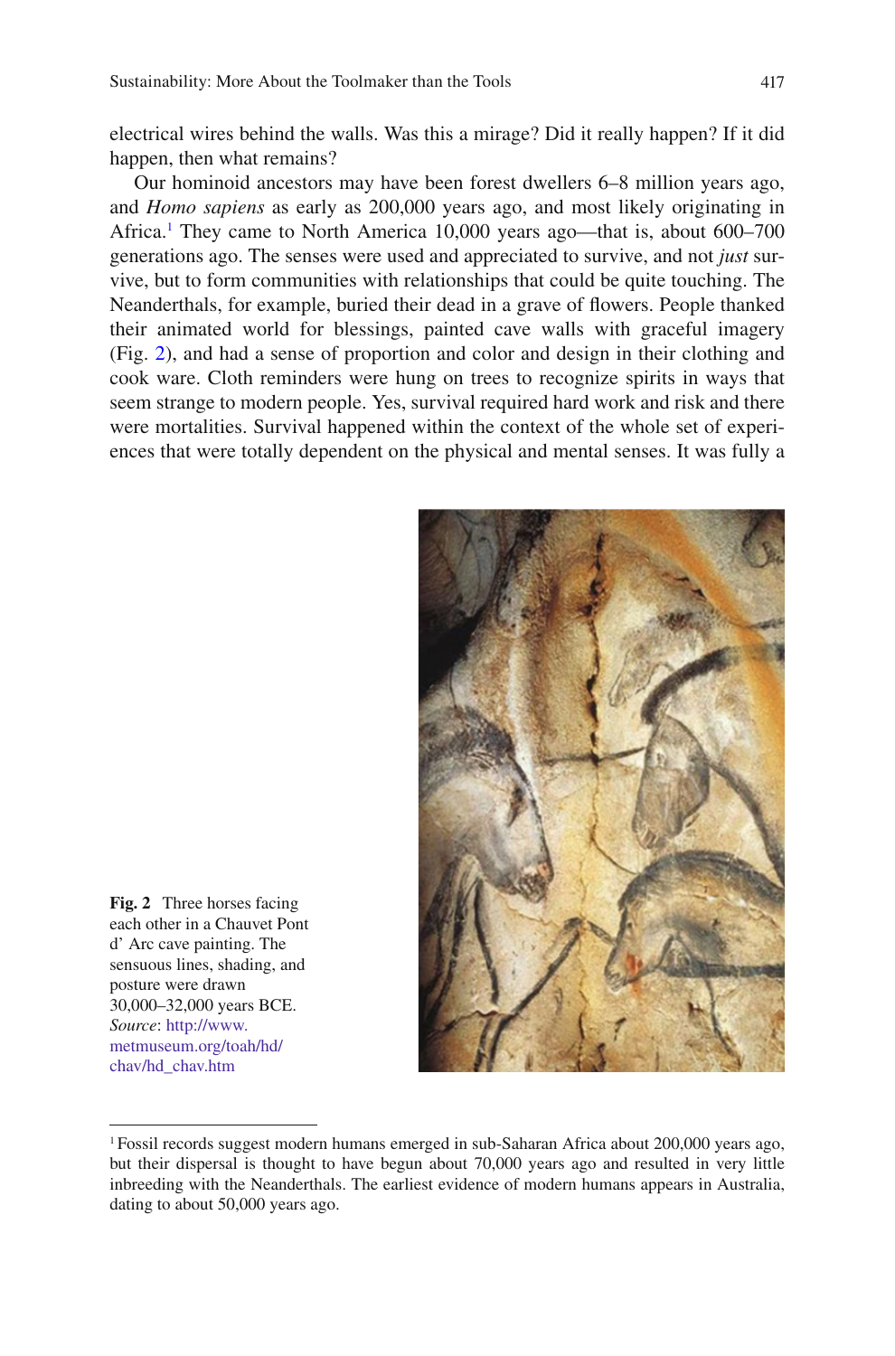electrical wires behind the walls. Was this a mirage? Did it really happen? If it did happen, then what remains?

Our hominoid ancestors may have been forest dwellers 6–8 million years ago, and *Homo sapiens* as early as 200,000 years ago, and most likely originating in Africa.[1] They came to North America 10,000 years ago—that is, about 600–700 generations ago. The senses were used and appreciated to survive, and not *just* survive, but to form communities with relationships that could be quite touching. The Neanderthals, for example, buried their dead in a grave of flowers. People thanked their animated world for blessings, painted cave walls with graceful imagery (Fig. 2), and had a sense of proportion and color and design in their clothing and cook ware. Cloth reminders were hung on trees to recognize spirits in ways that seem strange to modern people. Yes, survival required hard work and risk and there were mortalities. Survival happened within the context of the whole set of experiences that were totally dependent on the physical and mental senses. It was fully a

**Fig. 2** Three horses facing each other in a Chauvet Pont d' Arc cave painting. The sensuous lines, shading, and posture were drawn 30,000–32,000 years BCE. *Source*: http://www.metmuseum.org/toah/hd/chav/hd_chav.htm

[1] Fossil records suggest modern humans emerged in sub-Saharan Africa about 200,000 years ago, but their dispersal is thought to have begun about 70,000 years ago and resulted in very little inbreeding with the Neanderthals. The earliest evidence of modern humans appears in Australia, dating to about 50,000 years ago.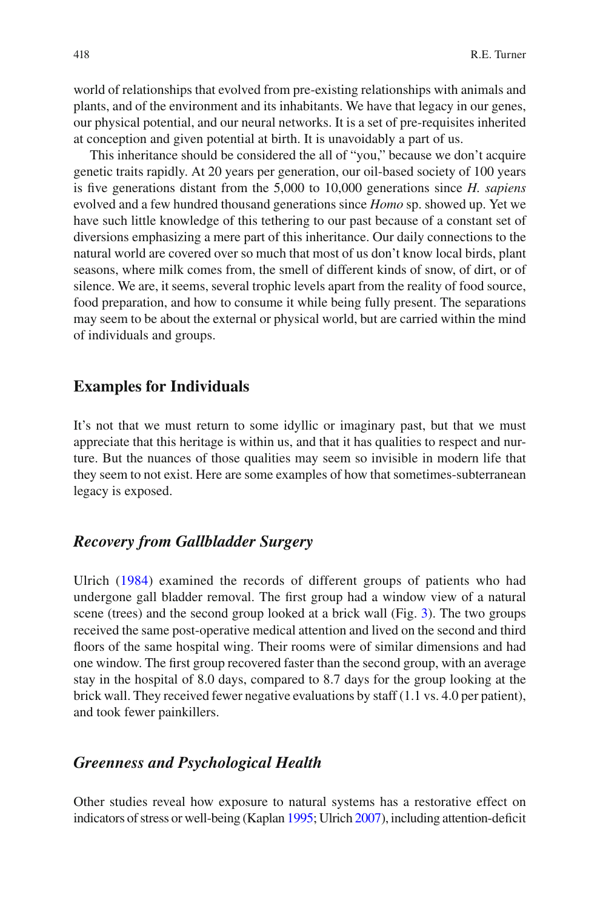world of relationships that evolved from pre-existing relationships with animals and plants, and of the environment and its inhabitants. We have that legacy in our genes, our physical potential, and our neural networks. It is a set of pre-requisites inherited at conception and given potential at birth. It is unavoidably a part of us.

This inheritance should be considered the all of "you," because we don't acquire genetic traits rapidly. At 20 years per generation, our oil-based society of 100 years is five generations distant from the 5,000 to 10,000 generations since *H. sapiens* evolved and a few hundred thousand generations since *Homo* sp. showed up. Yet we have such little knowledge of this tethering to our past because of a constant set of diversions emphasizing a mere part of this inheritance. Our daily connections to the natural world are covered over so much that most of us don't know local birds, plant seasons, where milk comes from, the smell of different kinds of snow, of dirt, or of silence. We are, it seems, several trophic levels apart from the reality of food source, food preparation, and how to consume it while being fully present. The separations may seem to be about the external or physical world, but are carried within the mind of individuals and groups.

## Examples for Individuals

It's not that we must return to some idyllic or imaginary past, but that we must appreciate that this heritage is within us, and that it has qualities to respect and nurture. But the nuances of those qualities may seem so invisible in modern life that they seem to not exist. Here are some examples of how that sometimes-subterranean legacy is exposed.

### *Recovery from Gallbladder Surgery*

Ulrich (1984) examined the records of different groups of patients who had undergone gall bladder removal. The first group had a window view of a natural scene (trees) and the second group looked at a brick wall (Fig. 3). The two groups received the same post-operative medical attention and lived on the second and third floors of the same hospital wing. Their rooms were of similar dimensions and had one window. The first group recovered faster than the second group, with an average stay in the hospital of 8.0 days, compared to 8.7 days for the group looking at the brick wall. They received fewer negative evaluations by staff (1.1 vs. 4.0 per patient), and took fewer painkillers.

### *Greenness and Psychological Health*

Other studies reveal how exposure to natural systems has a restorative effect on indicators of stress or well-being (Kaplan 1995; Ulrich 2007), including attention-deficit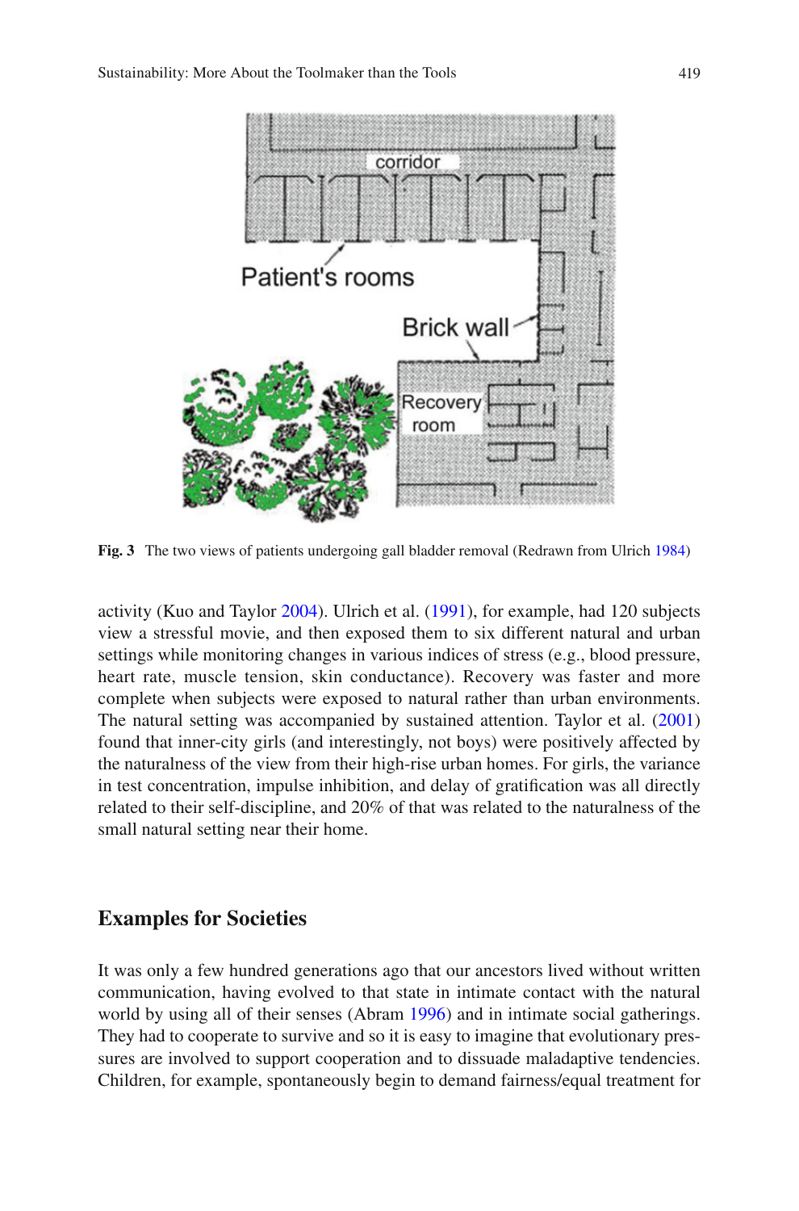Fig. 3 The two views of patients undergoing gall bladder removal (Redrawn from Ulrich 1984)

activity (Kuo and Taylor 2004). Ulrich et al. (1991), for example, had 120 subjects view a stressful movie, and then exposed them to six different natural and urban settings while monitoring changes in various indices of stress (e.g., blood pressure, heart rate, muscle tension, skin conductance). Recovery was faster and more complete when subjects were exposed to natural rather than urban environments. The natural setting was accompanied by sustained attention. Taylor et al. (2001) found that inner-city girls (and interestingly, not boys) were positively affected by the naturalness of the view from their high-rise urban homes. For girls, the variance in test concentration, impulse inhibition, and delay of gratification was all directly related to their self-discipline, and 20% of that was related to the naturalness of the small natural setting near their home.

## Examples for Societies

It was only a few hundred generations ago that our ancestors lived without written communication, having evolved to that state in intimate contact with the natural world by using all of their senses (Abram 1996) and in intimate social gatherings. They had to cooperate to survive and so it is easy to imagine that evolutionary pressures are involved to support cooperation and to dissuade maladaptive tendencies. Children, for example, spontaneously begin to demand fairness/equal treatment for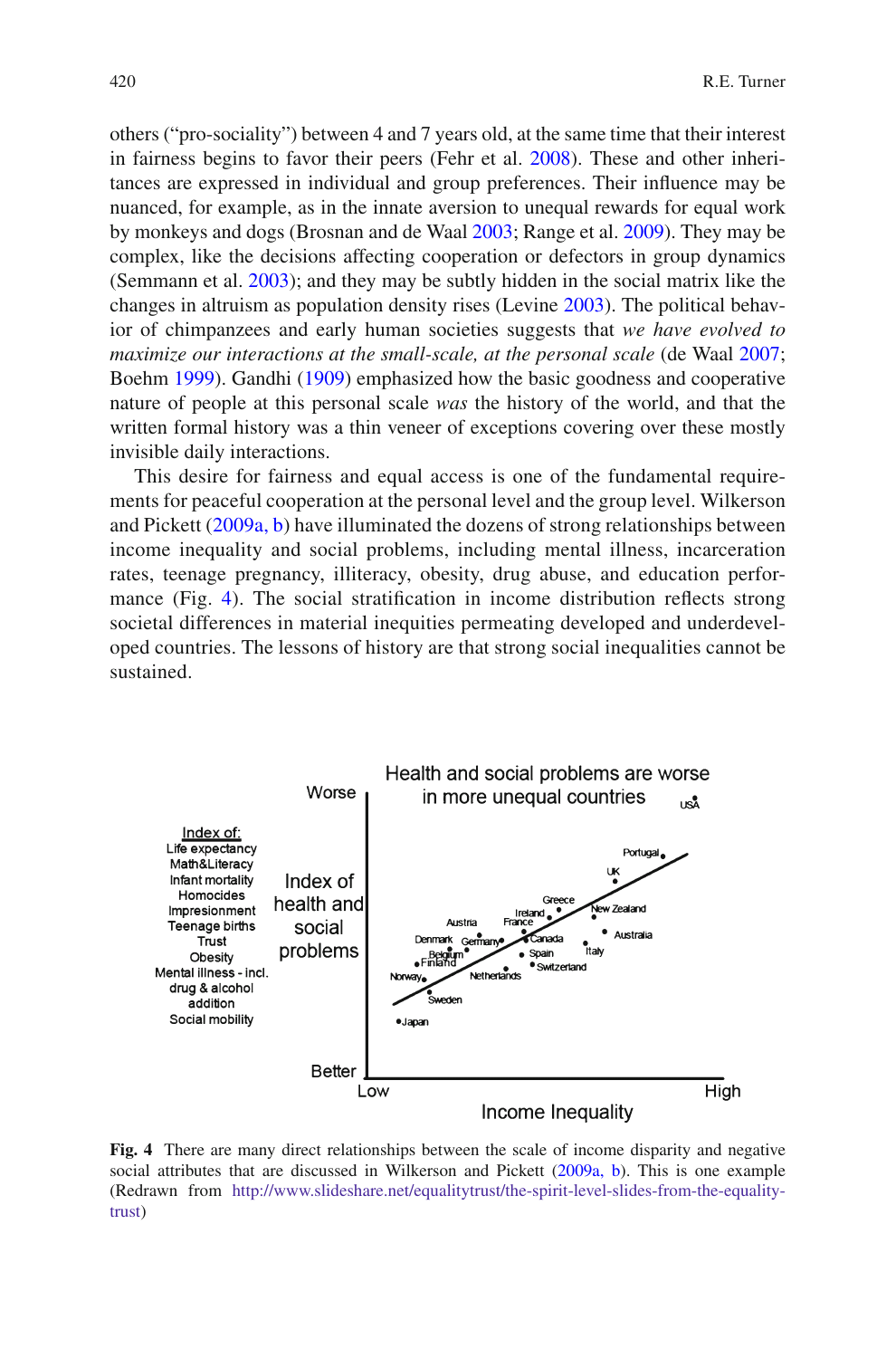others ("pro-sociality") between 4 and 7 years old, at the same time that their interest in fairness begins to favor their peers (Fehr et al. 2008). These and other inheritances are expressed in individual and group preferences. Their influence may be nuanced, for example, as in the innate aversion to unequal rewards for equal work by monkeys and dogs (Brosnan and de Waal 2003; Range et al. 2009). They may be complex, like the decisions affecting cooperation or defectors in group dynamics (Semmann et al. 2003); and they may be subtly hidden in the social matrix like the changes in altruism as population density rises (Levine 2003). The political behavior of chimpanzees and early human societies suggests that *we have evolved to maximize our interactions at the small-scale, at the personal scale* (de Waal 2007; Boehm 1999). Gandhi (1909) emphasized how the basic goodness and cooperative nature of people at this personal scale *was* the history of the world, and that the written formal history was a thin veneer of exceptions covering over these mostly invisible daily interactions.

This desire for fairness and equal access is one of the fundamental requirements for peaceful cooperation at the personal level and the group level. Wilkerson and Pickett (2009a, b) have illuminated the dozens of strong relationships between income inequality and social problems, including mental illness, incarceration rates, teenage pregnancy, illiteracy, obesity, drug abuse, and education performance (Fig. 4). The social stratification in income distribution reflects strong societal differences in material inequities permeating developed and underdeveloped countries. The lessons of history are that strong social inequalities cannot be sustained.

**Fig. 4** There are many direct relationships between the scale of income disparity and negative social attributes that are discussed in Wilkerson and Pickett (2009a, b). This is one example (Redrawn from http://www.slideshare.net/equalitytrust/the-spirit-level-slides-from-the-equality-trust)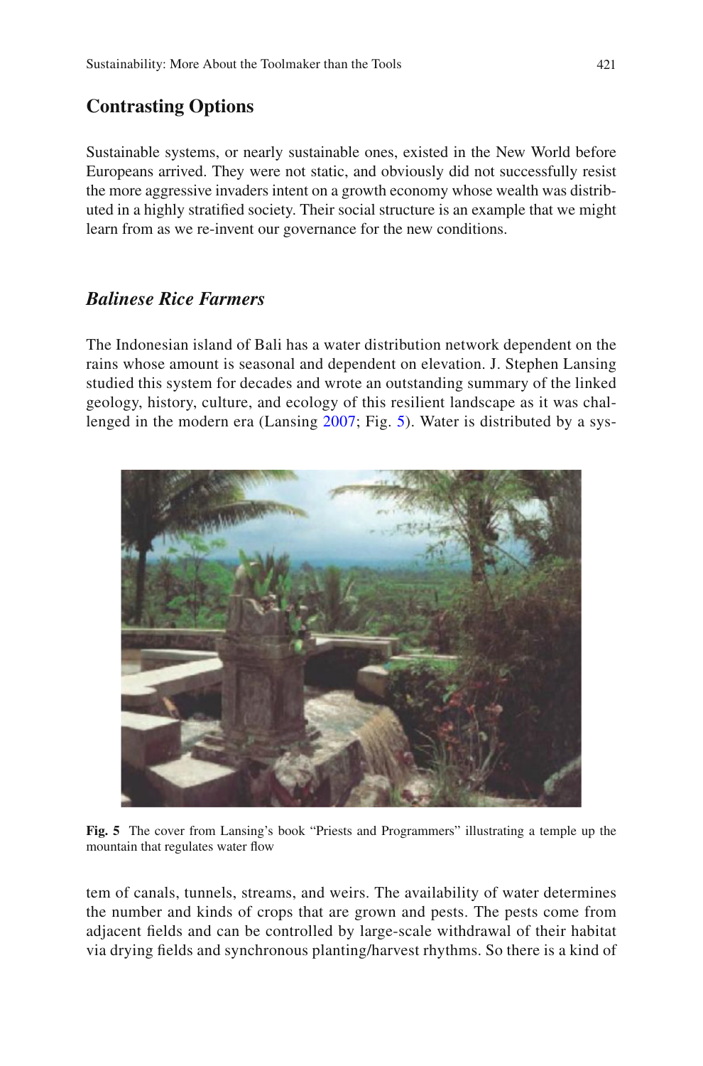## Contrasting Options

Sustainable systems, or nearly sustainable ones, existed in the New World before Europeans arrived. They were not static, and obviously did not successfully resist the more aggressive invaders intent on a growth economy whose wealth was distributed in a highly stratified society. Their social structure is an example that we might learn from as we re-invent our governance for the new conditions.

### *Balinese Rice Farmers*

The Indonesian island of Bali has a water distribution network dependent on the rains whose amount is seasonal and dependent on elevation. J. Stephen Lansing studied this system for decades and wrote an outstanding summary of the linked geology, history, culture, and ecology of this resilient landscape as it was challenged in the modern era (Lansing 2007; Fig. 5). Water is distributed by a system of canals, tunnels, streams, and weirs. The availability of water determines the number and kinds of crops that are grown and pests. The pests come from adjacent fields and can be controlled by large-scale withdrawal of their habitat via drying fields and synchronous planting/harvest rhythms. So there is a kind of

**Fig. 5** The cover from Lansing's book "Priests and Programmers" illustrating a temple up the mountain that regulates water flow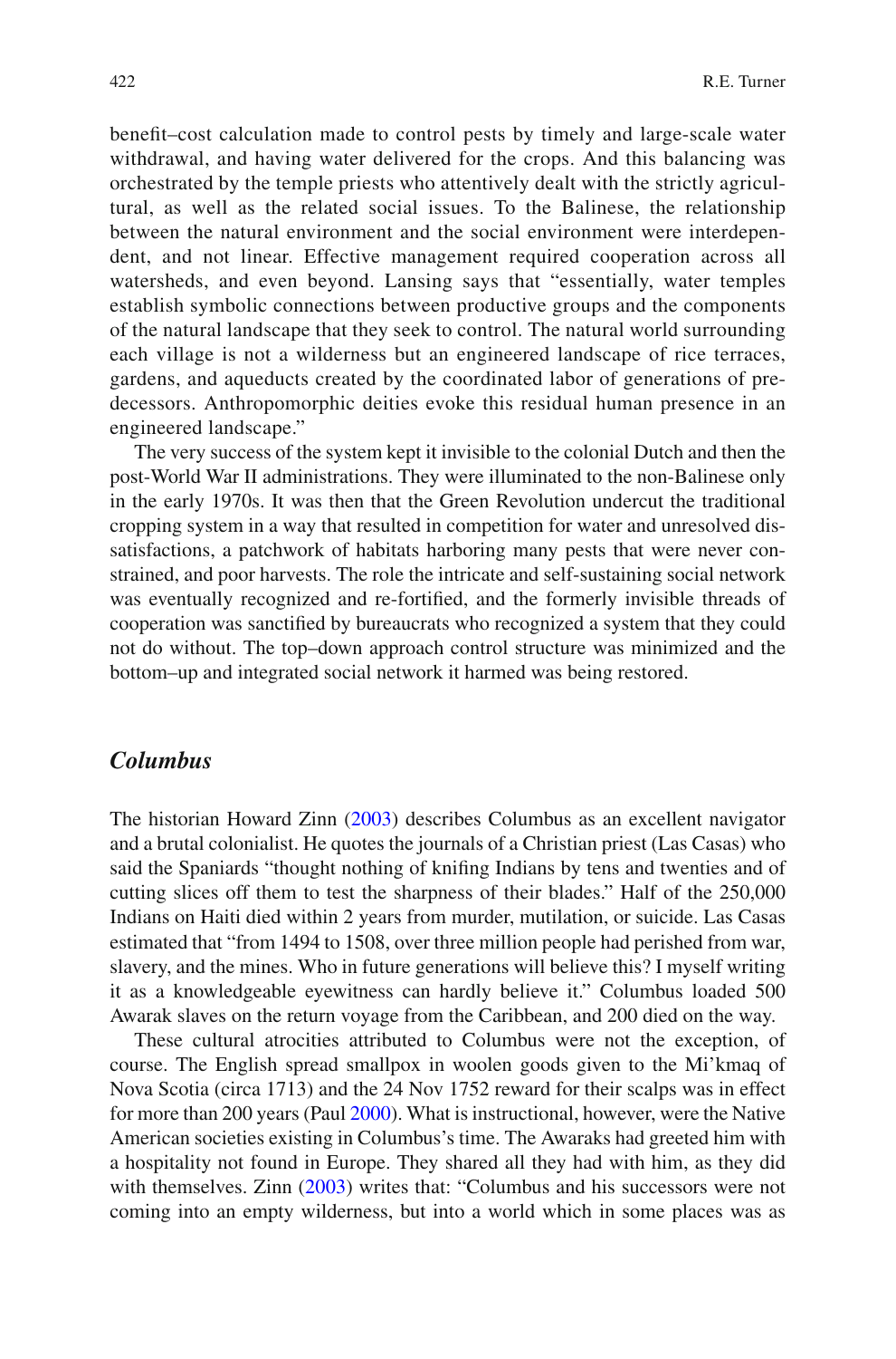benefit–cost calculation made to control pests by timely and large-scale water withdrawal, and having water delivered for the crops. And this balancing was orchestrated by the temple priests who attentively dealt with the strictly agricultural, as well as the related social issues. To the Balinese, the relationship between the natural environment and the social environment were interdependent, and not linear. Effective management required cooperation across all watersheds, and even beyond. Lansing says that "essentially, water temples establish symbolic connections between productive groups and the components of the natural landscape that they seek to control. The natural world surrounding each village is not a wilderness but an engineered landscape of rice terraces, gardens, and aqueducts created by the coordinated labor of generations of predecessors. Anthropomorphic deities evoke this residual human presence in an engineered landscape."

The very success of the system kept it invisible to the colonial Dutch and then the post-World War II administrations. They were illuminated to the non-Balinese only in the early 1970s. It was then that the Green Revolution undercut the traditional cropping system in a way that resulted in competition for water and unresolved dissatisfactions, a patchwork of habitats harboring many pests that were never constrained, and poor harvests. The role the intricate and self-sustaining social network was eventually recognized and re-fortified, and the formerly invisible threads of cooperation was sanctified by bureaucrats who recognized a system that they could not do without. The top–down approach control structure was minimized and the bottom–up and integrated social network it harmed was being restored.

### *Columbus*

The historian Howard Zinn (2003) describes Columbus as an excellent navigator and a brutal colonialist. He quotes the journals of a Christian priest (Las Casas) who said the Spaniards "thought nothing of knifing Indians by tens and twenties and of cutting slices off them to test the sharpness of their blades." Half of the 250,000 Indians on Haiti died within 2 years from murder, mutilation, or suicide. Las Casas estimated that "from 1494 to 1508, over three million people had perished from war, slavery, and the mines. Who in future generations will believe this? I myself writing it as a knowledgeable eyewitness can hardly believe it." Columbus loaded 500 Awarak slaves on the return voyage from the Caribbean, and 200 died on the way.

These cultural atrocities attributed to Columbus were not the exception, of course. The English spread smallpox in woolen goods given to the Mi'kmaq of Nova Scotia (circa 1713) and the 24 Nov 1752 reward for their scalps was in effect for more than 200 years (Paul 2000). What is instructional, however, were the Native American societies existing in Columbus's time. The Awaraks had greeted him with a hospitality not found in Europe. They shared all they had with him, as they did with themselves. Zinn (2003) writes that: "Columbus and his successors were not coming into an empty wilderness, but into a world which in some places was as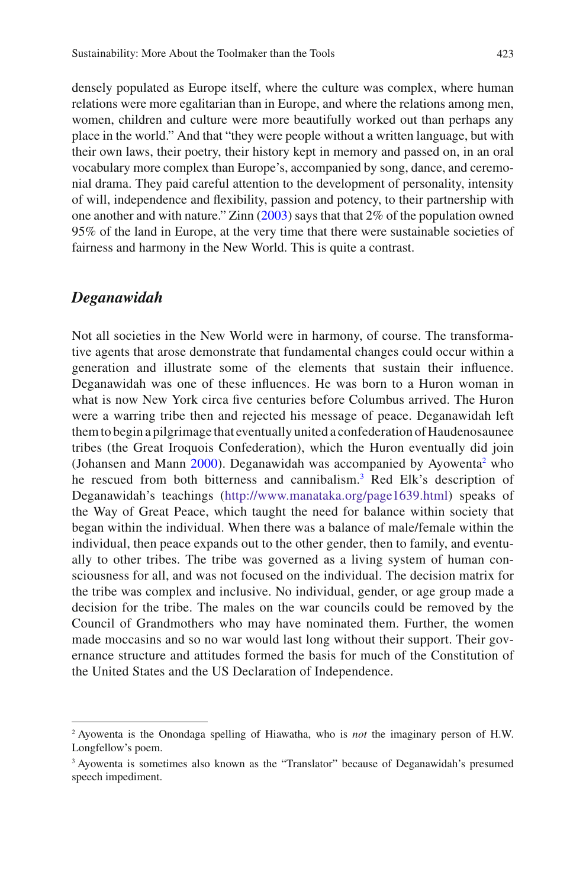densely populated as Europe itself, where the culture was complex, where human relations were more egalitarian than in Europe, and where the relations among men, women, children and culture were more beautifully worked out than perhaps any place in the world." And that "they were people without a written language, but with their own laws, their poetry, their history kept in memory and passed on, in an oral vocabulary more complex than Europe's, accompanied by song, dance, and ceremonial drama. They paid careful attention to the development of personality, intensity of will, independence and flexibility, passion and potency, to their partnership with one another and with nature." Zinn (2003) says that that 2% of the population owned 95% of the land in Europe, at the very time that there were sustainable societies of fairness and harmony in the New World. This is quite a contrast.

## *Deganawidah*

Not all societies in the New World were in harmony, of course. The transformative agents that arose demonstrate that fundamental changes could occur within a generation and illustrate some of the elements that sustain their influence. Deganawidah was one of these influences. He was born to a Huron woman in what is now New York circa five centuries before Columbus arrived. The Huron were a warring tribe then and rejected his message of peace. Deganawidah left them to begin a pilgrimage that eventually united a confederation of Haudenosaunee tribes (the Great Iroquois Confederation), which the Huron eventually did join (Johansen and Mann 2000). Deganawidah was accompanied by Ayowenta[2] who he rescued from both bitterness and cannibalism.[3] Red Elk's description of Deganawidah's teachings (http://www.manataka.org/page1639.html) speaks of the Way of Great Peace, which taught the need for balance within society that began within the individual. When there was a balance of male/female within the individual, then peace expands out to the other gender, then to family, and eventually to other tribes. The tribe was governed as a living system of human consciousness for all, and was not focused on the individual. The decision matrix for the tribe was complex and inclusive. No individual, gender, or age group made a decision for the tribe. The males on the war councils could be removed by the Council of Grandmothers who may have nominated them. Further, the women made moccasins and so no war would last long without their support. Their governance structure and attitudes formed the basis for much of the Constitution of the United States and the US Declaration of Independence.

---

[2] Ayowenta is the Onondaga spelling of Hiawatha, who is *not* the imaginary person of H.W. Longfellow's poem.

[3] Ayowenta is sometimes also known as the "Translator" because of Deganawidah's presumed speech impediment.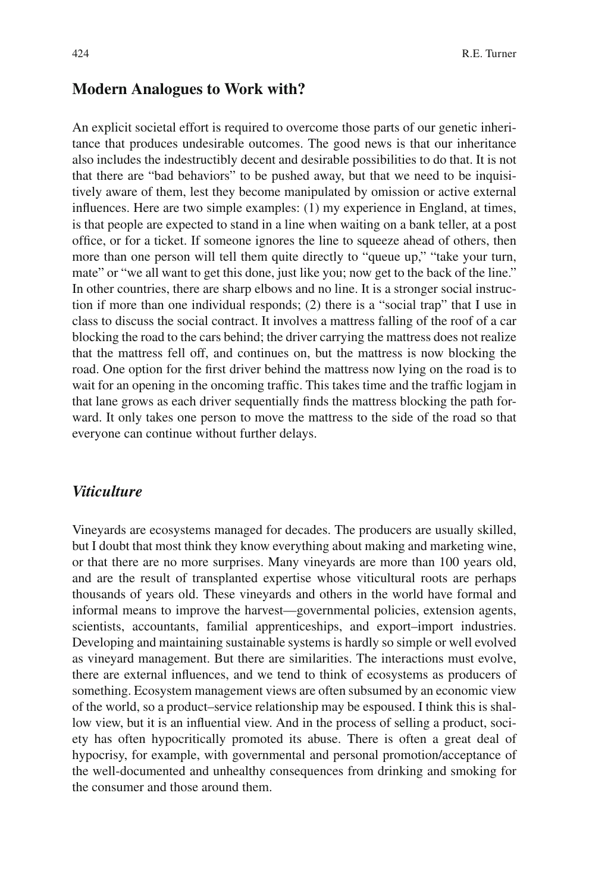## Modern Analogues to Work with?

An explicit societal effort is required to overcome those parts of our genetic inheritance that produces undesirable outcomes. The good news is that our inheritance also includes the indestructibly decent and desirable possibilities to do that. It is not that there are "bad behaviors" to be pushed away, but that we need to be inquisitively aware of them, lest they become manipulated by omission or active external influences. Here are two simple examples: (1) my experience in England, at times, is that people are expected to stand in a line when waiting on a bank teller, at a post office, or for a ticket. If someone ignores the line to squeeze ahead of others, then more than one person will tell them quite directly to "queue up," "take your turn, mate" or "we all want to get this done, just like you; now get to the back of the line." In other countries, there are sharp elbows and no line. It is a stronger social instruction if more than one individual responds; (2) there is a "social trap" that I use in class to discuss the social contract. It involves a mattress falling of the roof of a car blocking the road to the cars behind; the driver carrying the mattress does not realize that the mattress fell off, and continues on, but the mattress is now blocking the road. One option for the first driver behind the mattress now lying on the road is to wait for an opening in the oncoming traffic. This takes time and the traffic logjam in that lane grows as each driver sequentially finds the mattress blocking the path forward. It only takes one person to move the mattress to the side of the road so that everyone can continue without further delays.

### *Viticulture*

Vineyards are ecosystems managed for decades. The producers are usually skilled, but I doubt that most think they know everything about making and marketing wine, or that there are no more surprises. Many vineyards are more than 100 years old, and are the result of transplanted expertise whose viticultural roots are perhaps thousands of years old. These vineyards and others in the world have formal and informal means to improve the harvest—governmental policies, extension agents, scientists, accountants, familial apprenticeships, and export–import industries. Developing and maintaining sustainable systems is hardly so simple or well evolved as vineyard management. But there are similarities. The interactions must evolve, there are external influences, and we tend to think of ecosystems as producers of something. Ecosystem management views are often subsumed by an economic view of the world, so a product–service relationship may be espoused. I think this is shallow view, but it is an influential view. And in the process of selling a product, society has often hypocritically promoted its abuse. There is often a great deal of hypocrisy, for example, with governmental and personal promotion/acceptance of the well-documented and unhealthy consequences from drinking and smoking for the consumer and those around them.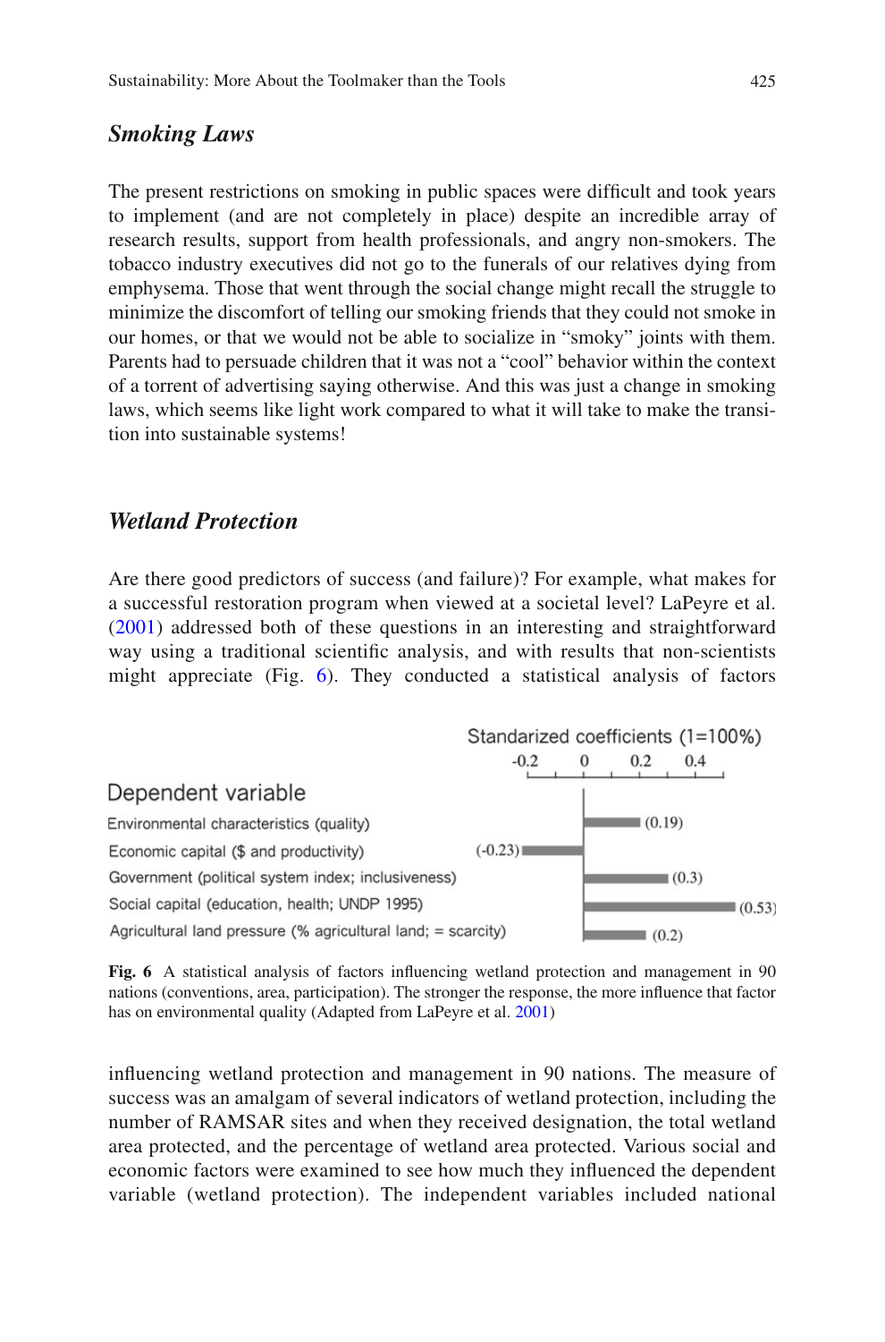## *Smoking Laws*

The present restrictions on smoking in public spaces were difficult and took years to implement (and are not completely in place) despite an incredible array of research results, support from health professionals, and angry non-smokers. The tobacco industry executives did not go to the funerals of our relatives dying from emphysema. Those that went through the social change might recall the struggle to minimize the discomfort of telling our smoking friends that they could not smoke in our homes, or that we would not be able to socialize in "smoky" joints with them. Parents had to persuade children that it was not a "cool" behavior within the context of a torrent of advertising saying otherwise. And this was just a change in smoking laws, which seems like light work compared to what it will take to make the transition into sustainable systems!

## *Wetland Protection*

Are there good predictors of success (and failure)? For example, what makes for a successful restoration program when viewed at a societal level? LaPeyre et al. (2001) addressed both of these questions in an interesting and straightforward way using a traditional scientific analysis, and with results that non-scientists might appreciate (Fig. 6). They conducted a statistical analysis of factors

| Dependent variable | Standardized coefficients (1=100%) |
|---|---|
| Environmental characteristics (quality) | (0.19) |
| Economic capital ($ and productivity) | (-0.23) |
| Government (political system index; inclusiveness) | (0.3) |
| Social capital (education, health; UNDP 1995) | (0.53) |
| Agricultural land pressure (% agricultural land; = scarcity) | (0.2) |

**Fig. 6** A statistical analysis of factors influencing wetland protection and management in 90 nations (conventions, area, participation). The stronger the response, the more influence that factor has on environmental quality (Adapted from LaPeyre et al. 2001)

influencing wetland protection and management in 90 nations. The measure of success was an amalgam of several indicators of wetland protection, including the number of RAMSAR sites and when they received designation, the total wetland area protected, and the percentage of wetland area protected. Various social and economic factors were examined to see how much they influenced the dependent variable (wetland protection). The independent variables included national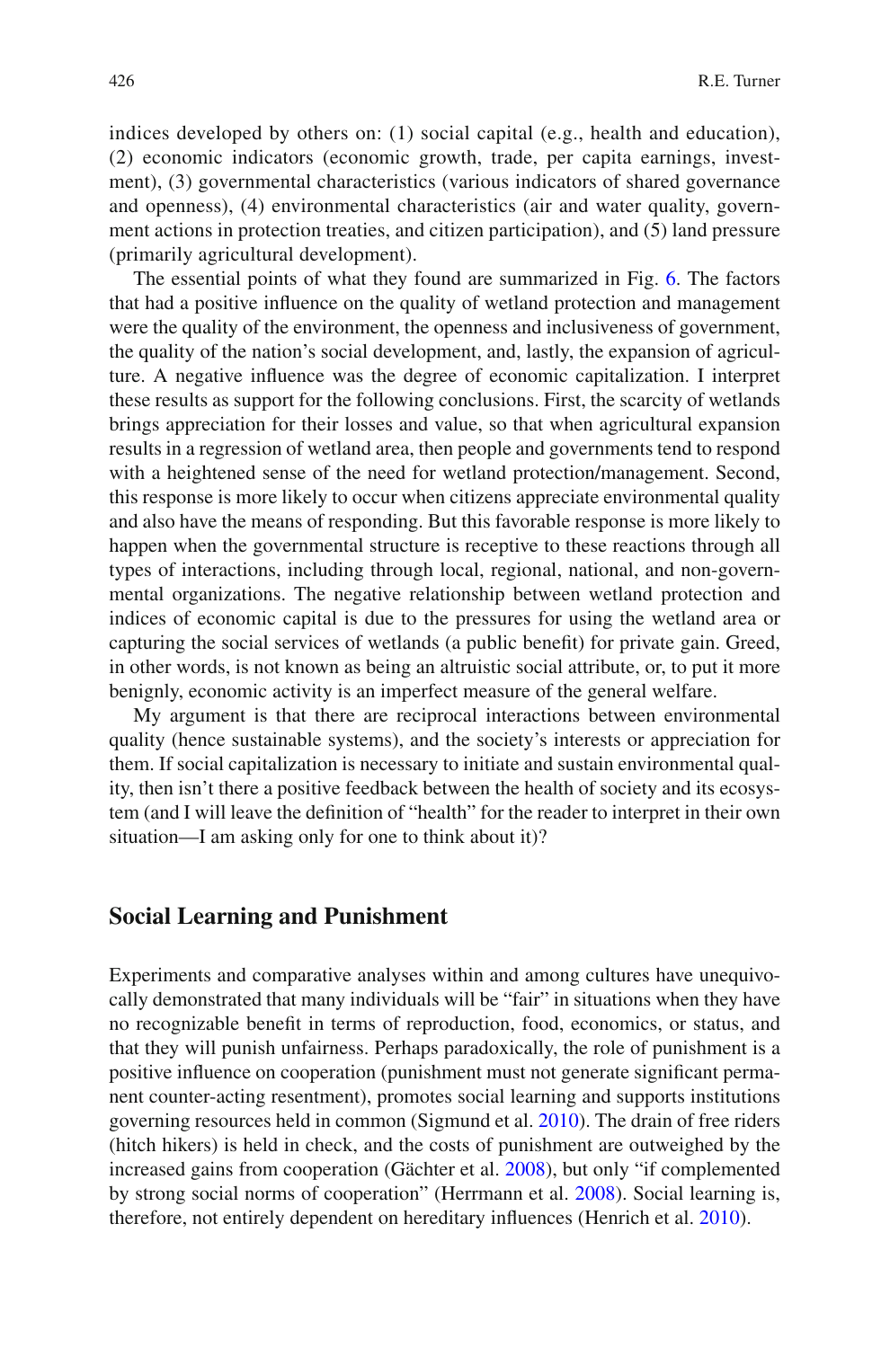indices developed by others on: (1) social capital (e.g., health and education), (2) economic indicators (economic growth, trade, per capita earnings, investment), (3) governmental characteristics (various indicators of shared governance and openness), (4) environmental characteristics (air and water quality, government actions in protection treaties, and citizen participation), and (5) land pressure (primarily agricultural development).

The essential points of what they found are summarized in Fig. 6. The factors that had a positive influence on the quality of wetland protection and management were the quality of the environment, the openness and inclusiveness of government, the quality of the nation's social development, and, lastly, the expansion of agriculture. A negative influence was the degree of economic capitalization. I interpret these results as support for the following conclusions. First, the scarcity of wetlands brings appreciation for their losses and value, so that when agricultural expansion results in a regression of wetland area, then people and governments tend to respond with a heightened sense of the need for wetland protection/management. Second, this response is more likely to occur when citizens appreciate environmental quality and also have the means of responding. But this favorable response is more likely to happen when the governmental structure is receptive to these reactions through all types of interactions, including through local, regional, national, and non-governmental organizations. The negative relationship between wetland protection and indices of economic capital is due to the pressures for using the wetland area or capturing the social services of wetlands (a public benefit) for private gain. Greed, in other words, is not known as being an altruistic social attribute, or, to put it more benignly, economic activity is an imperfect measure of the general welfare.

My argument is that there are reciprocal interactions between environmental quality (hence sustainable systems), and the society's interests or appreciation for them. If social capitalization is necessary to initiate and sustain environmental quality, then isn't there a positive feedback between the health of society and its ecosystem (and I will leave the definition of "health" for the reader to interpret in their own situation—I am asking only for one to think about it)?

## Social Learning and Punishment

Experiments and comparative analyses within and among cultures have unequivocally demonstrated that many individuals will be "fair" in situations when they have no recognizable benefit in terms of reproduction, food, economics, or status, and that they will punish unfairness. Perhaps paradoxically, the role of punishment is a positive influence on cooperation (punishment must not generate significant permanent counter-acting resentment), promotes social learning and supports institutions governing resources held in common (Sigmund et al. 2010). The drain of free riders (hitch hikers) is held in check, and the costs of punishment are outweighed by the increased gains from cooperation (Gächter et al. 2008), but only "if complemented by strong social norms of cooperation" (Herrmann et al. 2008). Social learning is, therefore, not entirely dependent on hereditary influences (Henrich et al. 2010).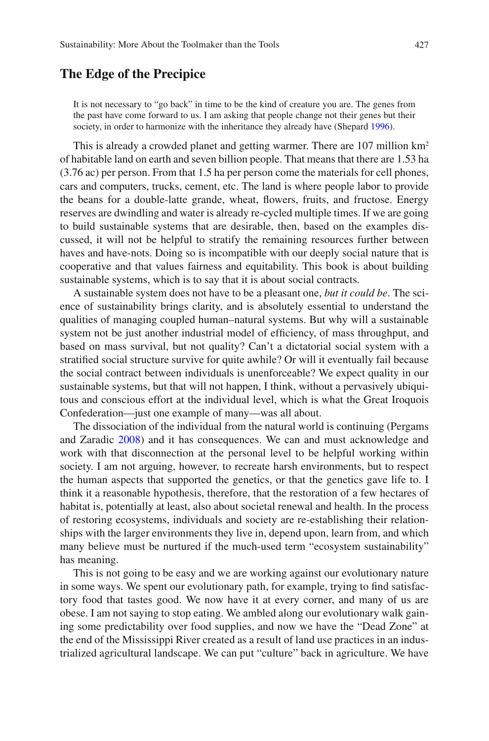## The Edge of the Precipice

> It is not necessary to "go back" in time to be the kind of creature you are. The genes from the past have come forward to us. I am asking that people change not their genes but their society, in order to harmonize with the inheritance they already have (Shepard 1996).

This is already a crowded planet and getting warmer. There are 107 million km$^2$ of habitable land on earth and seven billion people. That means that there are 1.53 ha (3.76 ac) per person. From that 1.5 ha per person come the materials for cell phones, cars and computers, trucks, cement, etc. The land is where people labor to provide the beans for a double-latte grande, wheat, flowers, fruits, and fructose. Energy reserves are dwindling and water is already re-cycled multiple times. If we are going to build sustainable systems that are desirable, then, based on the examples discussed, it will not be helpful to stratify the remaining resources further between haves and have-nots. Doing so is incompatible with our deeply social nature that is cooperative and that values fairness and equitability. This book is about building sustainable systems, which is to say that it is about social contracts.

A sustainable system does not have to be a pleasant one, *but it could be*. The science of sustainability brings clarity, and is absolutely essential to understand the qualities of managing coupled human–natural systems. But why will a sustainable system not be just another industrial model of efficiency, of mass throughput, and based on mass survival, but not quality? Can't a dictatorial social system with a stratified social structure survive for quite awhile? Or will it eventually fail because the social contract between individuals is unenforceable? We expect quality in our sustainable systems, but that will not happen, I think, without a pervasively ubiquitous and conscious effort at the individual level, which is what the Great Iroquois Confederation—just one example of many—was all about.

The dissociation of the individual from the natural world is continuing (Pergams and Zaradic 2008) and it has consequences. We can and must acknowledge and work with that disconnection at the personal level to be helpful working within society. I am not arguing, however, to recreate harsh environments, but to respect the human aspects that supported the genetics, or that the genetics gave life to. I think it a reasonable hypothesis, therefore, that the restoration of a few hectares of habitat is, potentially at least, also about societal renewal and health. In the process of restoring ecosystems, individuals and society are re-establishing their relationships with the larger environments they live in, depend upon, learn from, and which many believe must be nurtured if the much-used term "ecosystem sustainability" has meaning.

This is not going to be easy and we are working against our evolutionary nature in some ways. We spent our evolutionary path, for example, trying to find satisfactory food that tastes good. We now have it at every corner, and many of us are obese. I am not saying to stop eating. We ambled along our evolutionary walk gaining some predictability over food supplies, and now we have the "Dead Zone" at the end of the Mississippi River created as a result of land use practices in an industrialized agricultural landscape. We can put "culture" back in agriculture. We have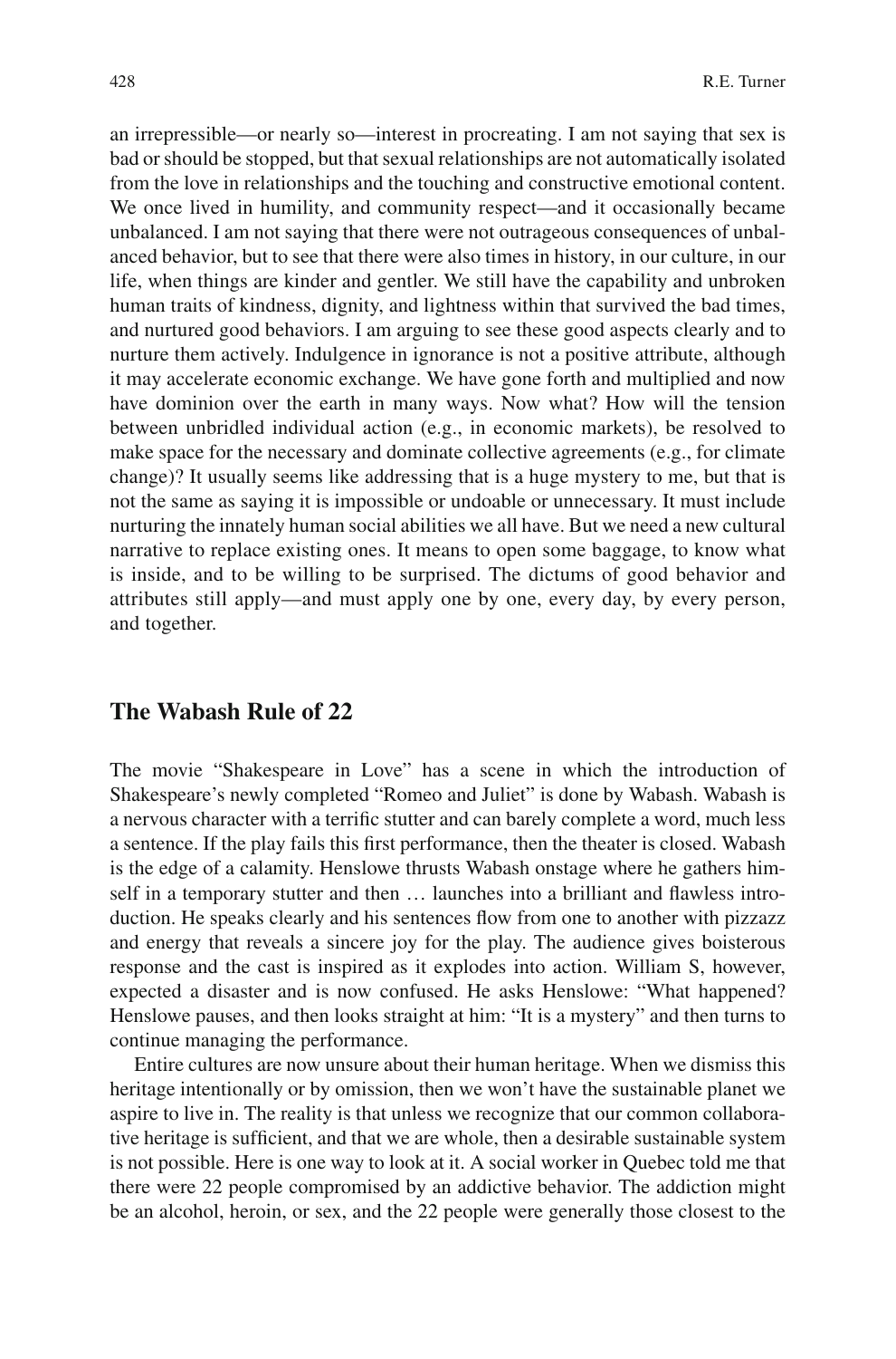an irrepressible—or nearly so—interest in procreating. I am not saying that sex is bad or should be stopped, but that sexual relationships are not automatically isolated from the love in relationships and the touching and constructive emotional content. We once lived in humility, and community respect—and it occasionally became unbalanced. I am not saying that there were not outrageous consequences of unbalanced behavior, but to see that there were also times in history, in our culture, in our life, when things are kinder and gentler. We still have the capability and unbroken human traits of kindness, dignity, and lightness within that survived the bad times, and nurtured good behaviors. I am arguing to see these good aspects clearly and to nurture them actively. Indulgence in ignorance is not a positive attribute, although it may accelerate economic exchange. We have gone forth and multiplied and now have dominion over the earth in many ways. Now what? How will the tension between unbridled individual action (e.g., in economic markets), be resolved to make space for the necessary and dominate collective agreements (e.g., for climate change)? It usually seems like addressing that is a huge mystery to me, but that is not the same as saying it is impossible or undoable or unnecessary. It must include nurturing the innately human social abilities we all have. But we need a new cultural narrative to replace existing ones. It means to open some baggage, to know what is inside, and to be willing to be surprised. The dictums of good behavior and attributes still apply—and must apply one by one, every day, by every person, and together.

## The Wabash Rule of 22

The movie "Shakespeare in Love" has a scene in which the introduction of Shakespeare's newly completed "Romeo and Juliet" is done by Wabash. Wabash is a nervous character with a terrific stutter and can barely complete a word, much less a sentence. If the play fails this first performance, then the theater is closed. Wabash is the edge of a calamity. Henslowe thrusts Wabash onstage where he gathers himself in a temporary stutter and then … launches into a brilliant and flawless introduction. He speaks clearly and his sentences flow from one to another with pizzazz and energy that reveals a sincere joy for the play. The audience gives boisterous response and the cast is inspired as it explodes into action. William S, however, expected a disaster and is now confused. He asks Henslowe: "What happened? Henslowe pauses, and then looks straight at him: "It is a mystery" and then turns to continue managing the performance.

Entire cultures are now unsure about their human heritage. When we dismiss this heritage intentionally or by omission, then we won't have the sustainable planet we aspire to live in. The reality is that unless we recognize that our common collaborative heritage is sufficient, and that we are whole, then a desirable sustainable system is not possible. Here is one way to look at it. A social worker in Quebec told me that there were 22 people compromised by an addictive behavior. The addiction might be an alcohol, heroin, or sex, and the 22 people were generally those closest to the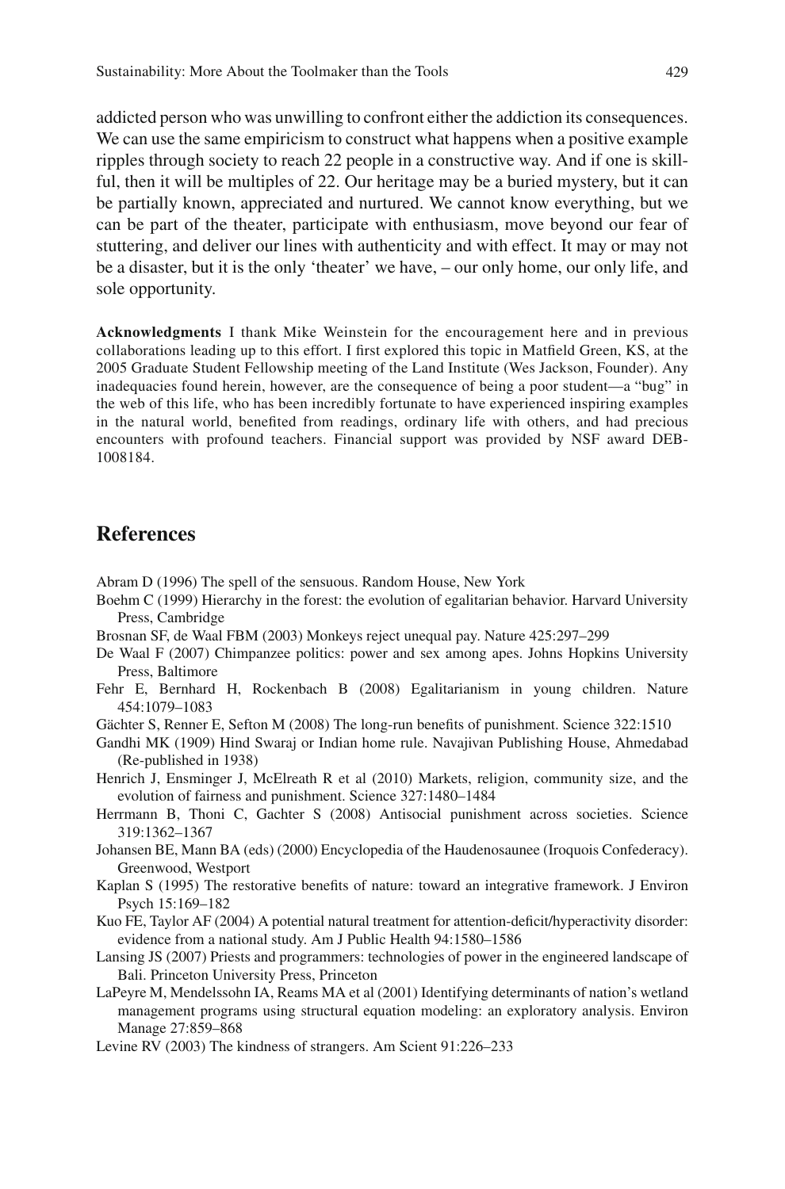addicted person who was unwilling to confront either the addiction its consequences. We can use the same empiricism to construct what happens when a positive example ripples through society to reach 22 people in a constructive way. And if one is skillful, then it will be multiples of 22. Our heritage may be a buried mystery, but it can be partially known, appreciated and nurtured. We cannot know everything, but we can be part of the theater, participate with enthusiasm, move beyond our fear of stuttering, and deliver our lines with authenticity and with effect. It may or may not be a disaster, but it is the only 'theater' we have, – our only home, our only life, and sole opportunity.

**Acknowledgments** I thank Mike Weinstein for the encouragement here and in previous collaborations leading up to this effort. I first explored this topic in Matfield Green, KS, at the 2005 Graduate Student Fellowship meeting of the Land Institute (Wes Jackson, Founder). Any inadequacies found herein, however, are the consequence of being a poor student—a "bug" in the web of this life, who has been incredibly fortunate to have experienced inspiring examples in the natural world, benefited from readings, ordinary life with others, and had precious encounters with profound teachers. Financial support was provided by NSF award DEB-1008184.

## References

Abram D (1996) The spell of the sensuous. Random House, New York

Boehm C (1999) Hierarchy in the forest: the evolution of egalitarian behavior. Harvard University Press, Cambridge

Brosnan SF, de Waal FBM (2003) Monkeys reject unequal pay. Nature 425:297–299

De Waal F (2007) Chimpanzee politics: power and sex among apes. Johns Hopkins University Press, Baltimore

Fehr E, Bernhard H, Rockenbach B (2008) Egalitarianism in young children. Nature 454:1079–1083

Gächter S, Renner E, Sefton M (2008) The long-run benefits of punishment. Science 322:1510

Gandhi MK (1909) Hind Swaraj or Indian home rule. Navajivan Publishing House, Ahmedabad (Re-published in 1938)

Henrich J, Ensminger J, McElreath R et al (2010) Markets, religion, community size, and the evolution of fairness and punishment. Science 327:1480–1484

Herrmann B, Thoni C, Gachter S (2008) Antisocial punishment across societies. Science 319:1362–1367

Johansen BE, Mann BA (eds) (2000) Encyclopedia of the Haudenosaunee (Iroquois Confederacy). Greenwood, Westport

Kaplan S (1995) The restorative benefits of nature: toward an integrative framework. J Environ Psych 15:169–182

Kuo FE, Taylor AF (2004) A potential natural treatment for attention-deficit/hyperactivity disorder: evidence from a national study. Am J Public Health 94:1580–1586

Lansing JS (2007) Priests and programmers: technologies of power in the engineered landscape of Bali. Princeton University Press, Princeton

LaPeyre M, Mendelssohn IA, Reams MA et al (2001) Identifying determinants of nation's wetland management programs using structural equation modeling: an exploratory analysis. Environ Manage 27:859–868

Levine RV (2003) The kindness of strangers. Am Scient 91:226–233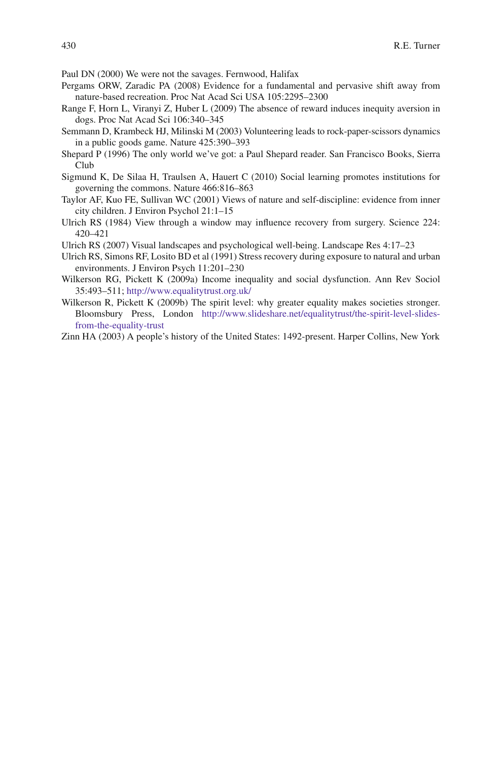Paul DN (2000) We were not the savages. Fernwood, Halifax

Pergams ORW, Zaradic PA (2008) Evidence for a fundamental and pervasive shift away from nature-based recreation. Proc Nat Acad Sci USA 105:2295–2300

Range F, Horn L, Viranyi Z, Huber L (2009) The absence of reward induces inequity aversion in dogs. Proc Nat Acad Sci 106:340–345

Semmann D, Krambeck HJ, Milinski M (2003) Volunteering leads to rock-paper-scissors dynamics in a public goods game. Nature 425:390–393

Shepard P (1996) The only world we've got: a Paul Shepard reader. San Francisco Books, Sierra Club

Sigmund K, De Silaa H, Traulsen A, Hauert C (2010) Social learning promotes institutions for governing the commons. Nature 466:816–863

Taylor AF, Kuo FE, Sullivan WC (2001) Views of nature and self-discipline: evidence from inner city children. J Environ Psychol 21:1–15

Ulrich RS (1984) View through a window may influence recovery from surgery. Science 224: 420–421

Ulrich RS (2007) Visual landscapes and psychological well-being. Landscape Res 4:17–23

Ulrich RS, Simons RF, Losito BD et al (1991) Stress recovery during exposure to natural and urban environments. J Environ Psych 11:201–230

Wilkerson RG, Pickett K (2009a) Income inequality and social dysfunction. Ann Rev Sociol 35:493–511; http://www.equalitytrust.org.uk/

Wilkerson R, Pickett K (2009b) The spirit level: why greater equality makes societies stronger. Bloomsbury Press, London http://www.slideshare.net/equalitytrust/the-spirit-level-slides-from-the-equality-trust

Zinn HA (2003) A people's history of the United States: 1492-present. Harper Collins, New York